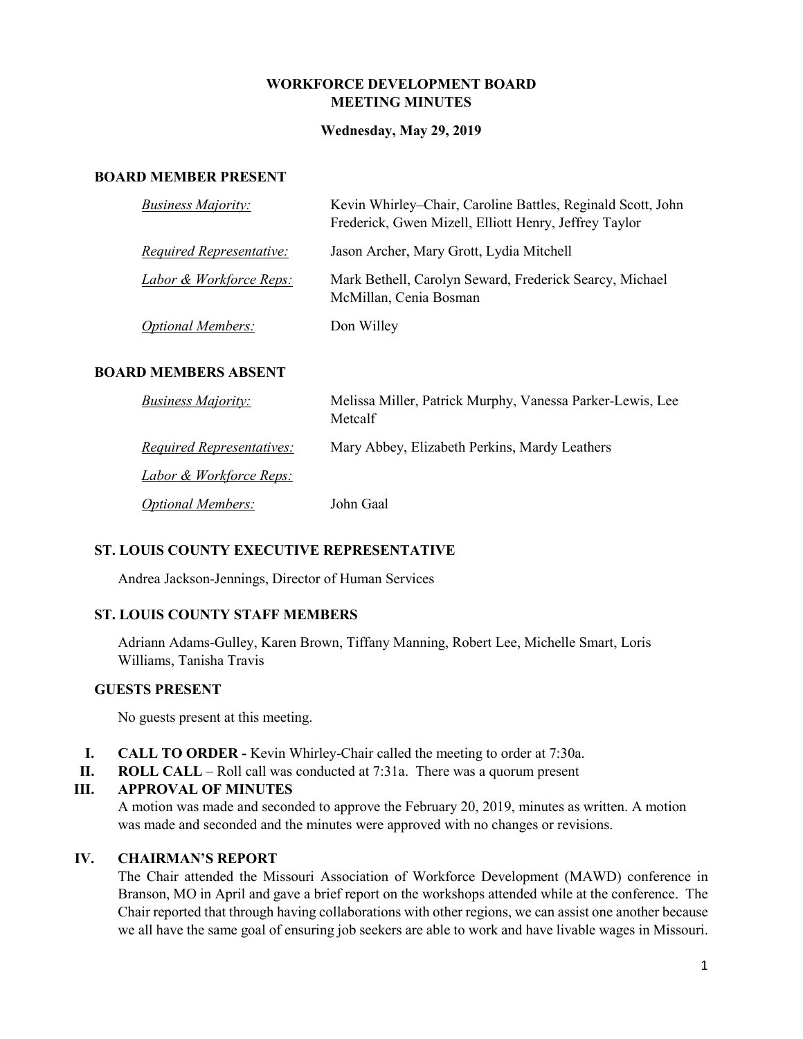# WORKFORCE DEVELOPMENT BOARD
# MEETING MINUTES

**Wednesday, May 29, 2019**

## BOARD MEMBER PRESENT

| | |
|---|---|
| *Business Majority:* | Kevin Whirley–Chair, Caroline Battles, Reginald Scott, John Frederick, Gwen Mizell, Elliott Henry, Jeffrey Taylor |
| *Required Representative:* | Jason Archer, Mary Grott, Lydia Mitchell |
| *Labor & Workforce Reps:* | Mark Bethell, Carolyn Seward, Frederick Searcy, Michael McMillan, Cenia Bosman |
| *Optional Members:* | Don Willey |

## BOARD MEMBERS ABSENT

| | |
|---|---|
| *Business Majority:* | Melissa Miller, Patrick Murphy, Vanessa Parker-Lewis, Lee Metcalf |
| *Required Representatives:* | Mary Abbey, Elizabeth Perkins, Mardy Leathers |
| *Labor & Workforce Reps:* | |
| *Optional Members:* | John Gaal |

## ST. LOUIS COUNTY EXECUTIVE REPRESENTATIVE

Andrea Jackson-Jennings, Director of Human Services

## ST. LOUIS COUNTY STAFF MEMBERS

Adriann Adams-Gulley, Karen Brown, Tiffany Manning, Robert Lee, Michelle Smart, Loris Williams, Tanisha Travis

## GUESTS PRESENT

No guests present at this meeting.

I. **CALL TO ORDER -** Kevin Whirley-Chair called the meeting to order at 7:30a.

II. **ROLL CALL** – Roll call was conducted at 7:31a. There was a quorum present

III. **APPROVAL OF MINUTES**

A motion was made and seconded to approve the February 20, 2019, minutes as written. A motion was made and seconded and the minutes were approved with no changes or revisions.

IV. **CHAIRMAN'S REPORT**

The Chair attended the Missouri Association of Workforce Development (MAWD) conference in Branson, MO in April and gave a brief report on the workshops attended while at the conference. The Chair reported that through having collaborations with other regions, we can assist one another because we all have the same goal of ensuring job seekers are able to work and have livable wages in Missouri.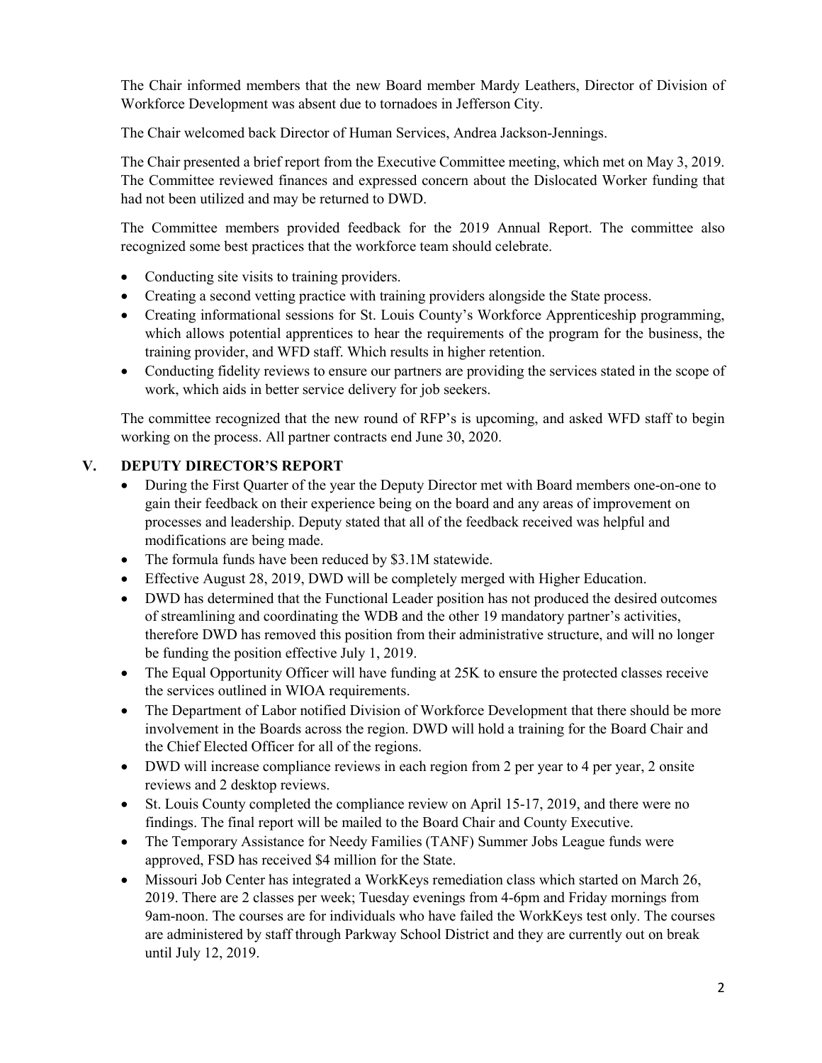The Chair informed members that the new Board member Mardy Leathers, Director of Division of Workforce Development was absent due to tornadoes in Jefferson City.

The Chair welcomed back Director of Human Services, Andrea Jackson-Jennings.

The Chair presented a brief report from the Executive Committee meeting, which met on May 3, 2019. The Committee reviewed finances and expressed concern about the Dislocated Worker funding that had not been utilized and may be returned to DWD.

The Committee members provided feedback for the 2019 Annual Report. The committee also recognized some best practices that the workforce team should celebrate.

- Conducting site visits to training providers.
- Creating a second vetting practice with training providers alongside the State process.
- Creating informational sessions for St. Louis County's Workforce Apprenticeship programming, which allows potential apprentices to hear the requirements of the program for the business, the training provider, and WFD staff. Which results in higher retention.
- Conducting fidelity reviews to ensure our partners are providing the services stated in the scope of work, which aids in better service delivery for job seekers.

The committee recognized that the new round of RFP's is upcoming, and asked WFD staff to begin working on the process. All partner contracts end June 30, 2020.

## V. DEPUTY DIRECTOR'S REPORT

- During the First Quarter of the year the Deputy Director met with Board members one-on-one to gain their feedback on their experience being on the board and any areas of improvement on processes and leadership. Deputy stated that all of the feedback received was helpful and modifications are being made.
- The formula funds have been reduced by $3.1M statewide.
- Effective August 28, 2019, DWD will be completely merged with Higher Education.
- DWD has determined that the Functional Leader position has not produced the desired outcomes of streamlining and coordinating the WDB and the other 19 mandatory partner's activities, therefore DWD has removed this position from their administrative structure, and will no longer be funding the position effective July 1, 2019.
- The Equal Opportunity Officer will have funding at 25K to ensure the protected classes receive the services outlined in WIOA requirements.
- The Department of Labor notified Division of Workforce Development that there should be more involvement in the Boards across the region. DWD will hold a training for the Board Chair and the Chief Elected Officer for all of the regions.
- DWD will increase compliance reviews in each region from 2 per year to 4 per year, 2 onsite reviews and 2 desktop reviews.
- St. Louis County completed the compliance review on April 15-17, 2019, and there were no findings. The final report will be mailed to the Board Chair and County Executive.
- The Temporary Assistance for Needy Families (TANF) Summer Jobs League funds were approved, FSD has received $4 million for the State.
- Missouri Job Center has integrated a WorkKeys remediation class which started on March 26, 2019. There are 2 classes per week; Tuesday evenings from 4-6pm and Friday mornings from 9am-noon. The courses are for individuals who have failed the WorkKeys test only. The courses are administered by staff through Parkway School District and they are currently out on break until July 12, 2019.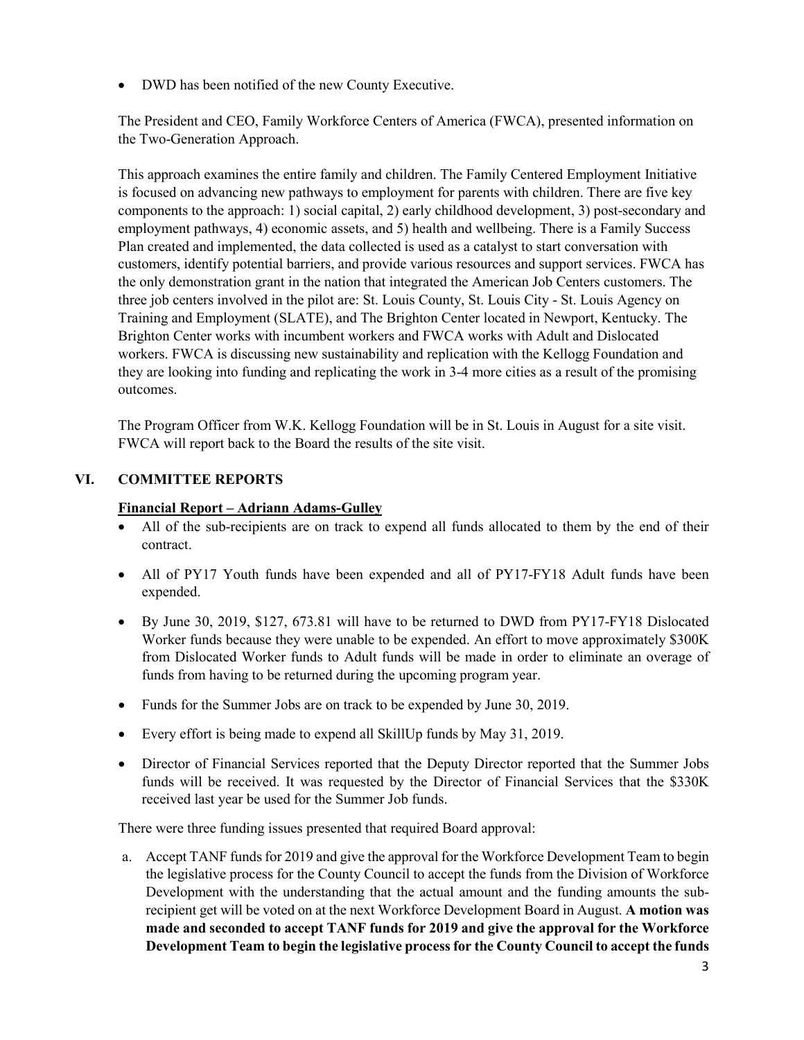- DWD has been notified of the new County Executive.

The President and CEO, Family Workforce Centers of America (FWCA), presented information on the Two-Generation Approach.

This approach examines the entire family and children. The Family Centered Employment Initiative is focused on advancing new pathways to employment for parents with children. There are five key components to the approach: 1) social capital, 2) early childhood development, 3) post-secondary and employment pathways, 4) economic assets, and 5) health and wellbeing. There is a Family Success Plan created and implemented, the data collected is used as a catalyst to start conversation with customers, identify potential barriers, and provide various resources and support services. FWCA has the only demonstration grant in the nation that integrated the American Job Centers customers. The three job centers involved in the pilot are: St. Louis County, St. Louis City - St. Louis Agency on Training and Employment (SLATE), and The Brighton Center located in Newport, Kentucky. The Brighton Center works with incumbent workers and FWCA works with Adult and Dislocated workers. FWCA is discussing new sustainability and replication with the Kellogg Foundation and they are looking into funding and replicating the work in 3-4 more cities as a result of the promising outcomes.

The Program Officer from W.K. Kellogg Foundation will be in St. Louis in August for a site visit. FWCA will report back to the Board the results of the site visit.

## VI. COMMITTEE REPORTS

**Financial Report – Adriann Adams-Gulley**

- All of the sub-recipients are on track to expend all funds allocated to them by the end of their contract.
- All of PY17 Youth funds have been expended and all of PY17-FY18 Adult funds have been expended.
- By June 30, 2019, $127, 673.81 will have to be returned to DWD from PY17-FY18 Dislocated Worker funds because they were unable to be expended. An effort to move approximately $300K from Dislocated Worker funds to Adult funds will be made in order to eliminate an overage of funds from having to be returned during the upcoming program year.
- Funds for the Summer Jobs are on track to be expended by June 30, 2019.
- Every effort is being made to expend all SkillUp funds by May 31, 2019.
- Director of Financial Services reported that the Deputy Director reported that the Summer Jobs funds will be received. It was requested by the Director of Financial Services that the $330K received last year be used for the Summer Job funds.

There were three funding issues presented that required Board approval:

a. Accept TANF funds for 2019 and give the approval for the Workforce Development Team to begin the legislative process for the County Council to accept the funds from the Division of Workforce Development with the understanding that the actual amount and the funding amounts the sub-recipient get will be voted on at the next Workforce Development Board in August. **A motion was made and seconded to accept TANF funds for 2019 and give the approval for the Workforce Development Team to begin the legislative process for the County Council to accept the funds**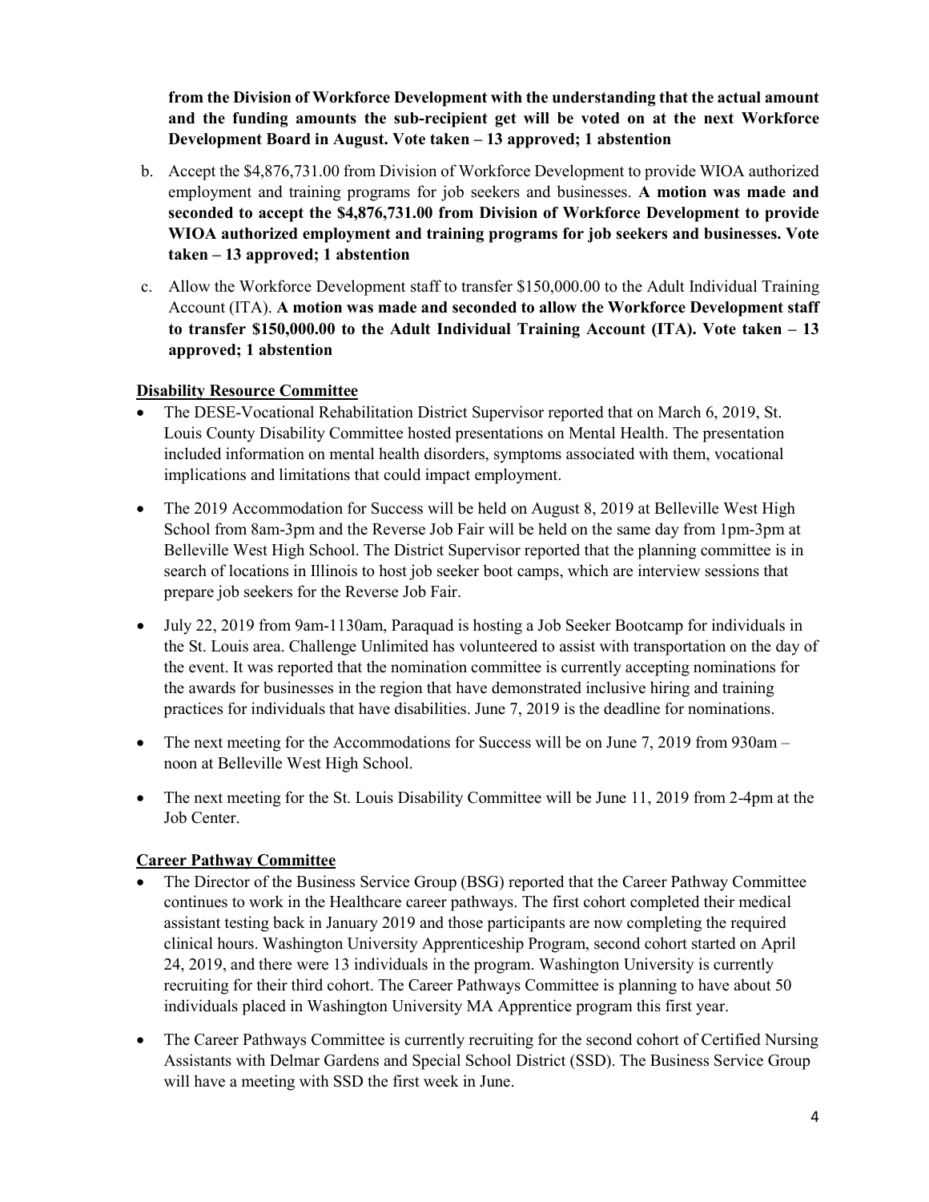**from the Division of Workforce Development with the understanding that the actual amount and the funding amounts the sub-recipient get will be voted on at the next Workforce Development Board in August. Vote taken – 13 approved; 1 abstention**

b. Accept the $4,876,731.00 from Division of Workforce Development to provide WIOA authorized employment and training programs for job seekers and businesses. **A motion was made and seconded to accept the $4,876,731.00 from Division of Workforce Development to provide WIOA authorized employment and training programs for job seekers and businesses. Vote taken – 13 approved; 1 abstention**

c. Allow the Workforce Development staff to transfer $150,000.00 to the Adult Individual Training Account (ITA). **A motion was made and seconded to allow the Workforce Development staff to transfer $150,000.00 to the Adult Individual Training Account (ITA). Vote taken – 13 approved; 1 abstention**

**Disability Resource Committee**

- The DESE-Vocational Rehabilitation District Supervisor reported that on March 6, 2019, St. Louis County Disability Committee hosted presentations on Mental Health. The presentation included information on mental health disorders, symptoms associated with them, vocational implications and limitations that could impact employment.
- The 2019 Accommodation for Success will be held on August 8, 2019 at Belleville West High School from 8am-3pm and the Reverse Job Fair will be held on the same day from 1pm-3pm at Belleville West High School. The District Supervisor reported that the planning committee is in search of locations in Illinois to host job seeker boot camps, which are interview sessions that prepare job seekers for the Reverse Job Fair.
- July 22, 2019 from 9am-1130am, Paraquad is hosting a Job Seeker Bootcamp for individuals in the St. Louis area. Challenge Unlimited has volunteered to assist with transportation on the day of the event. It was reported that the nomination committee is currently accepting nominations for the awards for businesses in the region that have demonstrated inclusive hiring and training practices for individuals that have disabilities. June 7, 2019 is the deadline for nominations.
- The next meeting for the Accommodations for Success will be on June 7, 2019 from 930am – noon at Belleville West High School.
- The next meeting for the St. Louis Disability Committee will be June 11, 2019 from 2-4pm at the Job Center.

**Career Pathway Committee**

- The Director of the Business Service Group (BSG) reported that the Career Pathway Committee continues to work in the Healthcare career pathways. The first cohort completed their medical assistant testing back in January 2019 and those participants are now completing the required clinical hours. Washington University Apprenticeship Program, second cohort started on April 24, 2019, and there were 13 individuals in the program. Washington University is currently recruiting for their third cohort. The Career Pathways Committee is planning to have about 50 individuals placed in Washington University MA Apprentice program this first year.
- The Career Pathways Committee is currently recruiting for the second cohort of Certified Nursing Assistants with Delmar Gardens and Special School District (SSD). The Business Service Group will have a meeting with SSD the first week in June.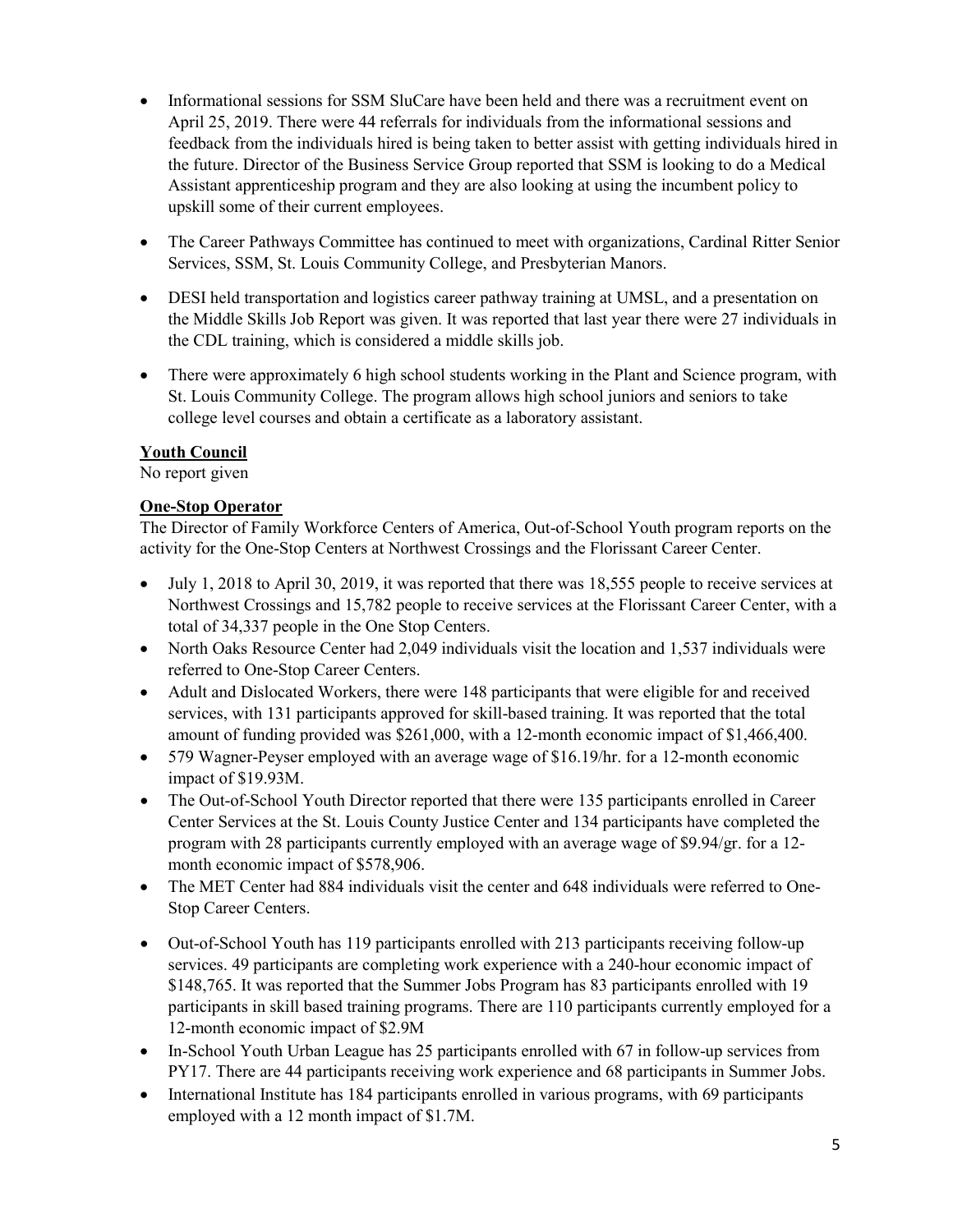- Informational sessions for SSM SluCare have been held and there was a recruitment event on April 25, 2019. There were 44 referrals for individuals from the informational sessions and feedback from the individuals hired is being taken to better assist with getting individuals hired in the future. Director of the Business Service Group reported that SSM is looking to do a Medical Assistant apprenticeship program and they are also looking at using the incumbent policy to upskill some of their current employees.

- The Career Pathways Committee has continued to meet with organizations, Cardinal Ritter Senior Services, SSM, St. Louis Community College, and Presbyterian Manors.

- DESI held transportation and logistics career pathway training at UMSL, and a presentation on the Middle Skills Job Report was given. It was reported that last year there were 27 individuals in the CDL training, which is considered a middle skills job.

- There were approximately 6 high school students working in the Plant and Science program, with St. Louis Community College. The program allows high school juniors and seniors to take college level courses and obtain a certificate as a laboratory assistant.

**Youth Council**

No report given

**One-Stop Operator**

The Director of Family Workforce Centers of America, Out-of-School Youth program reports on the activity for the One-Stop Centers at Northwest Crossings and the Florissant Career Center.

- July 1, 2018 to April 30, 2019, it was reported that there was 18,555 people to receive services at Northwest Crossings and 15,782 people to receive services at the Florissant Career Center, with a total of 34,337 people in the One Stop Centers.
- North Oaks Resource Center had 2,049 individuals visit the location and 1,537 individuals were referred to One-Stop Career Centers.
- Adult and Dislocated Workers, there were 148 participants that were eligible for and received services, with 131 participants approved for skill-based training. It was reported that the total amount of funding provided was $261,000, with a 12-month economic impact of $1,466,400.
- 579 Wagner-Peyser employed with an average wage of $16.19/hr. for a 12-month economic impact of $19.93M.
- The Out-of-School Youth Director reported that there were 135 participants enrolled in Career Center Services at the St. Louis County Justice Center and 134 participants have completed the program with 28 participants currently employed with an average wage of $9.94/gr. for a 12-month economic impact of $578,906.
- The MET Center had 884 individuals visit the center and 648 individuals were referred to One-Stop Career Centers.

- Out-of-School Youth has 119 participants enrolled with 213 participants receiving follow-up services. 49 participants are completing work experience with a 240-hour economic impact of $148,765. It was reported that the Summer Jobs Program has 83 participants enrolled with 19 participants in skill based training programs. There are 110 participants currently employed for a 12-month economic impact of $2.9M
- In-School Youth Urban League has 25 participants enrolled with 67 in follow-up services from PY17. There are 44 participants receiving work experience and 68 participants in Summer Jobs.
- International Institute has 184 participants enrolled in various programs, with 69 participants employed with a 12 month impact of $1.7M.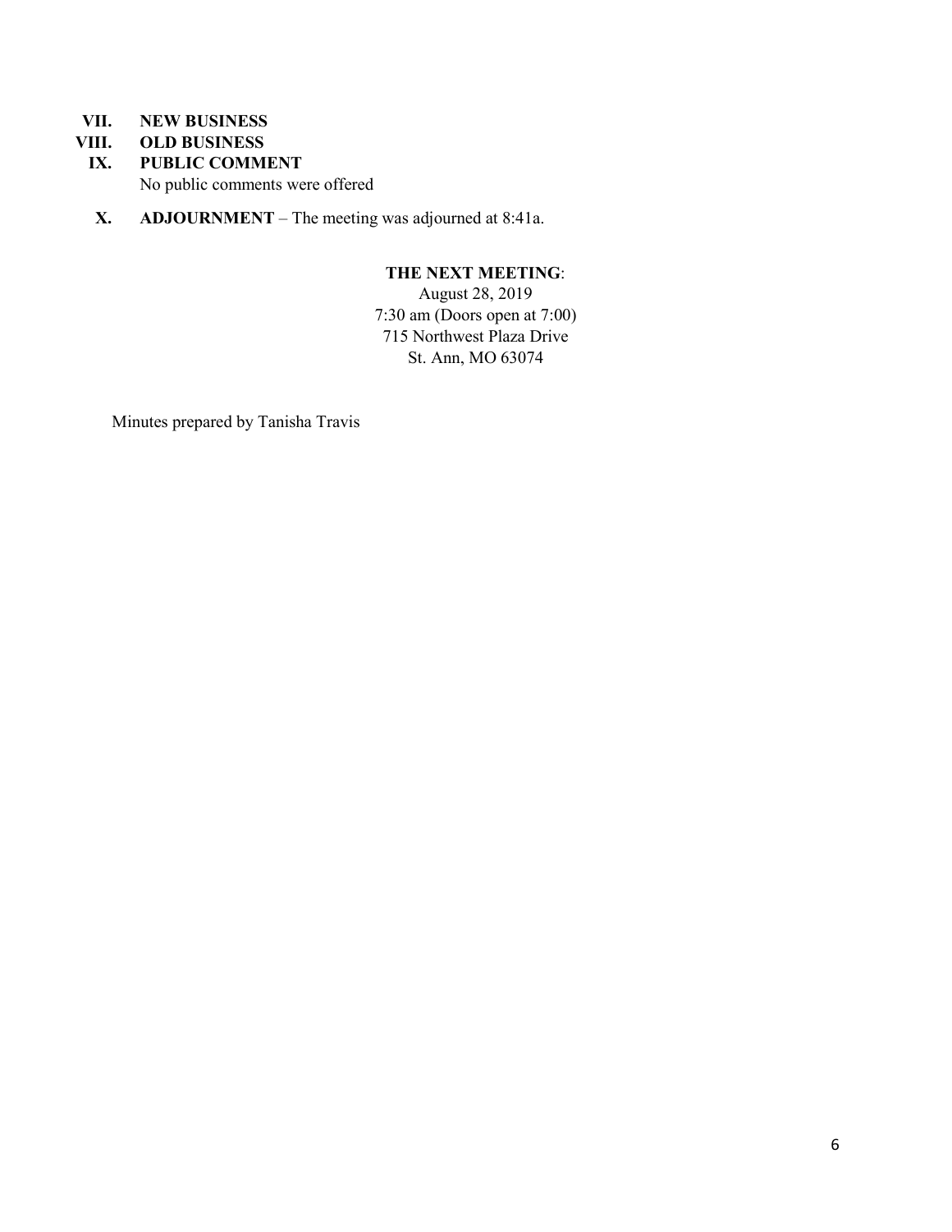## VII. NEW BUSINESS

## VIII. OLD BUSINESS

## IX. PUBLIC COMMENT

No public comments were offered

## X. ADJOURNMENT – The meeting was adjourned at 8:41a.

**THE NEXT MEETING**:

August 28, 2019
7:30 am (Doors open at 7:00)
715 Northwest Plaza Drive
St. Ann, MO 63074

Minutes prepared by Tanisha Travis